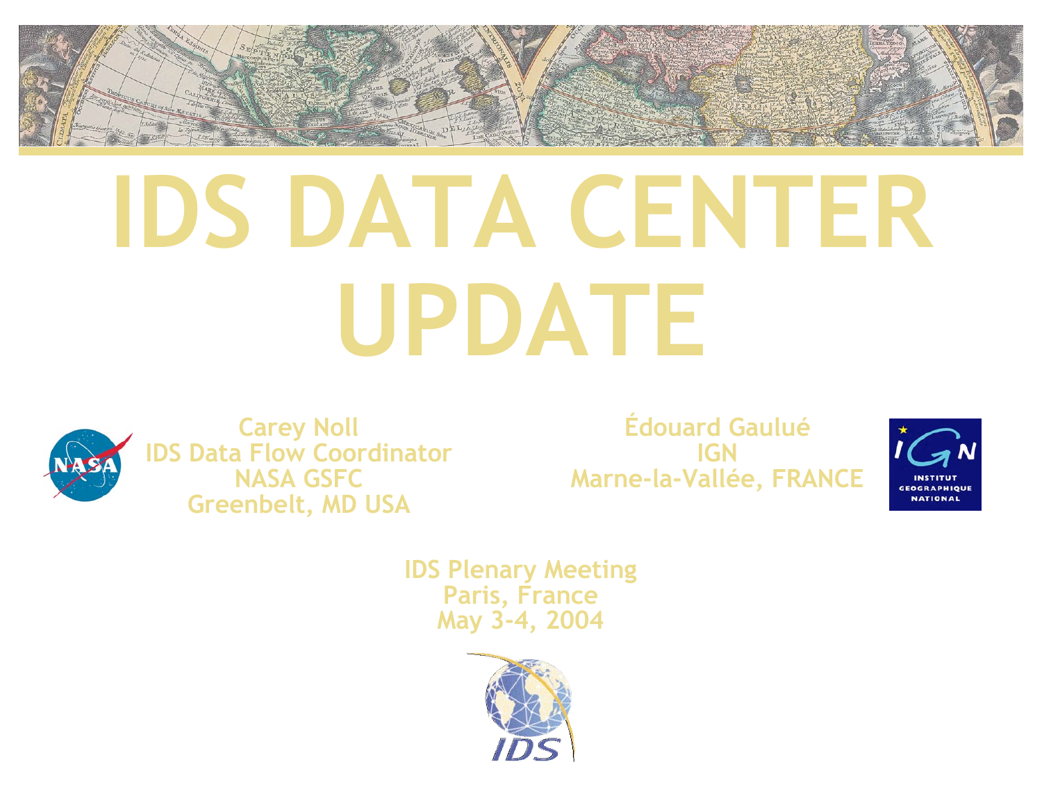# IDS DATA CENTER UPDATE

Carey Noll
IDS Data Flow Coordinator
NASA GSFC
Greenbelt, MD USA

Édouard Gaulué
IGN
Marne-la-Vallée, FRANCE

IDS Plenary Meeting
Paris, France
May 3-4, 2004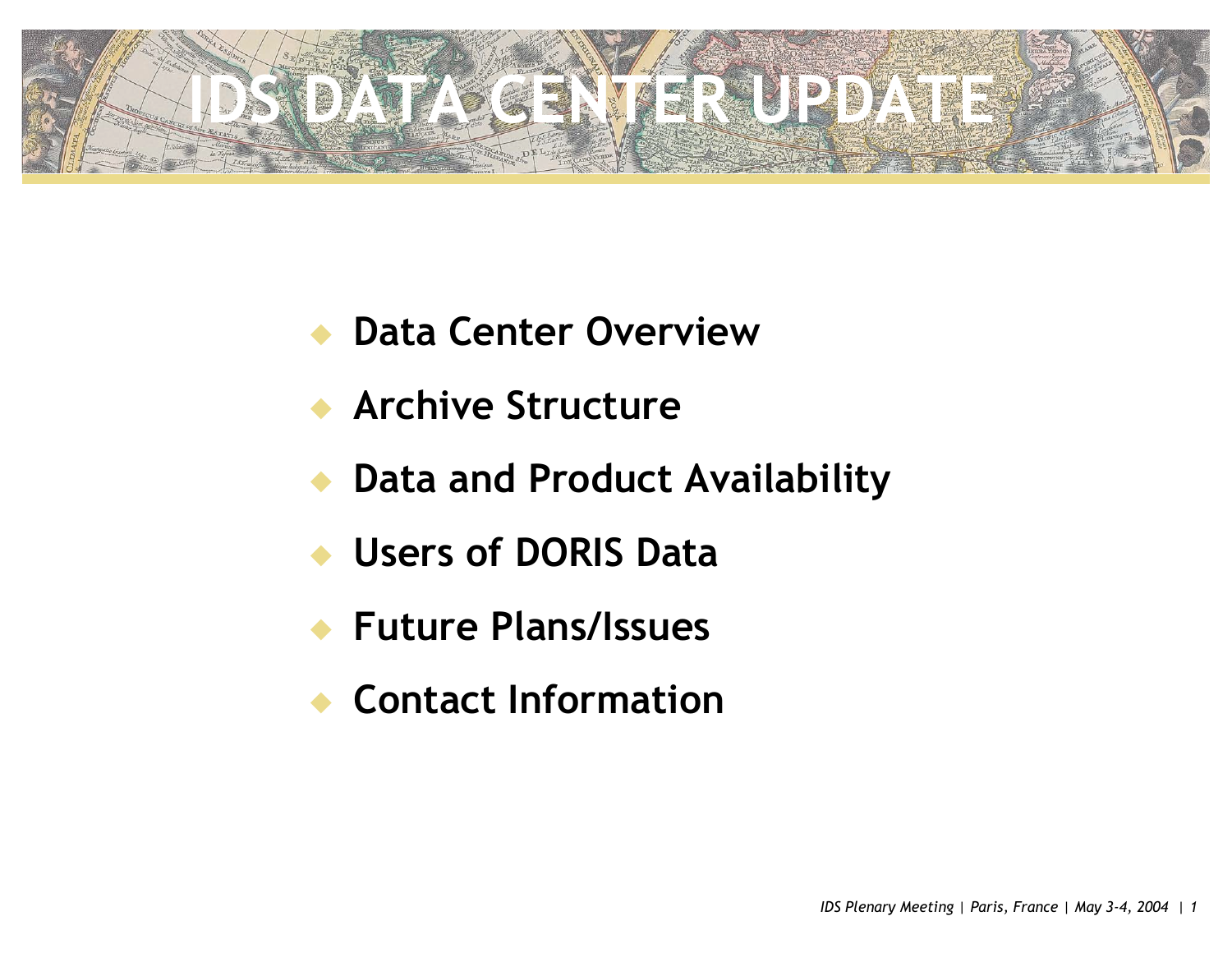# IDS DATA CENTER UPDATE

- **Data Center Overview**
- **Archive Structure**
- **Data and Product Availability**
- **Users of DORIS Data**
- **Future Plans/Issues**
- **Contact Information**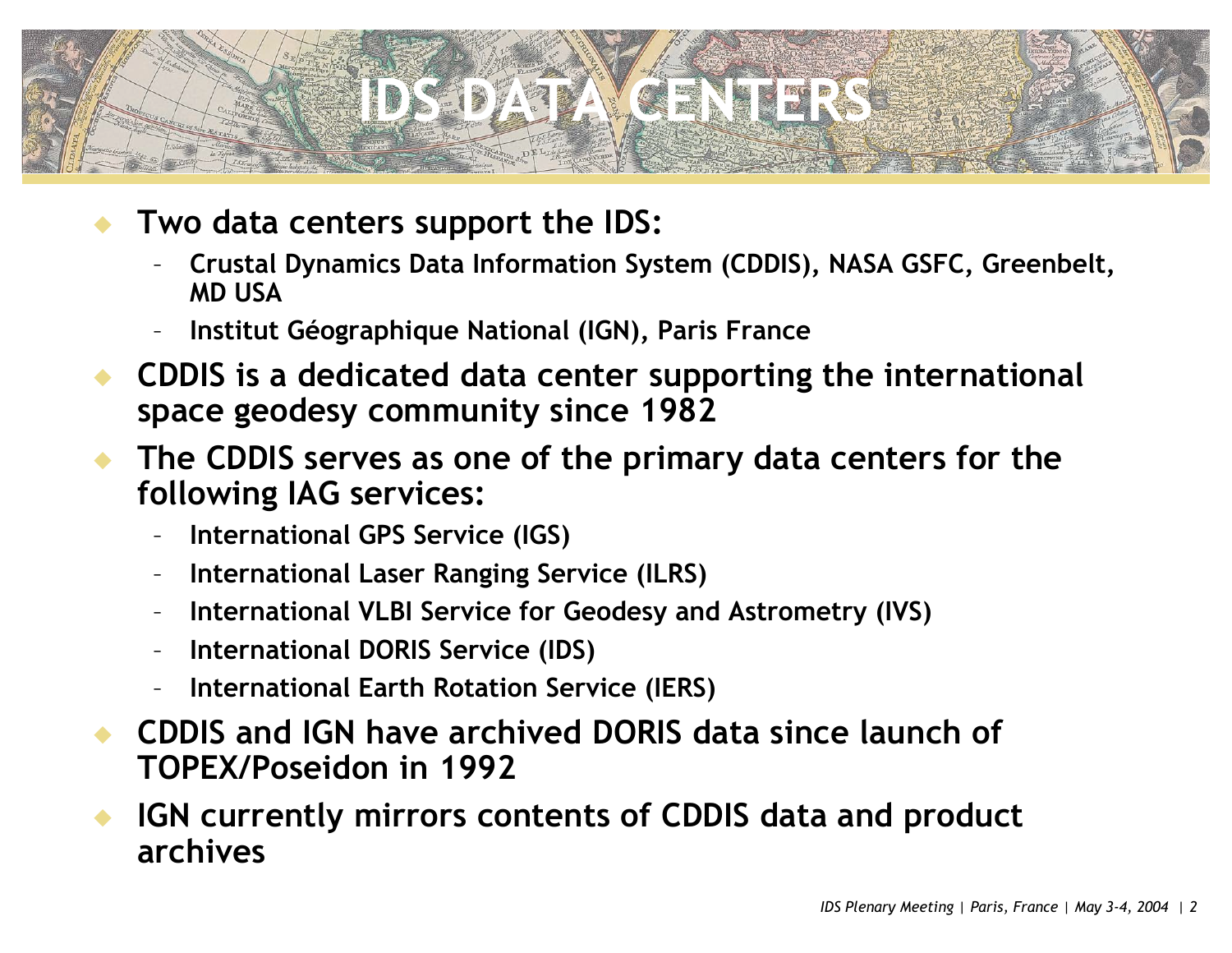# IDS DATA CENTERS

- **Two data centers support the IDS:**
  - **Crustal Dynamics Data Information System (CDDIS), NASA GSFC, Greenbelt, MD USA**
  - **Institut Géographique National (IGN), Paris France**
- **CDDIS is a dedicated data center supporting the international space geodesy community since 1982**
- **The CDDIS serves as one of the primary data centers for the following IAG services:**
  - **International GPS Service (IGS)**
  - **International Laser Ranging Service (ILRS)**
  - **International VLBI Service for Geodesy and Astrometry (IVS)**
  - **International DORIS Service (IDS)**
  - **International Earth Rotation Service (IERS)**
- **CDDIS and IGN have archived DORIS data since launch of TOPEX/Poseidon in 1992**
- **IGN currently mirrors contents of CDDIS data and product archives**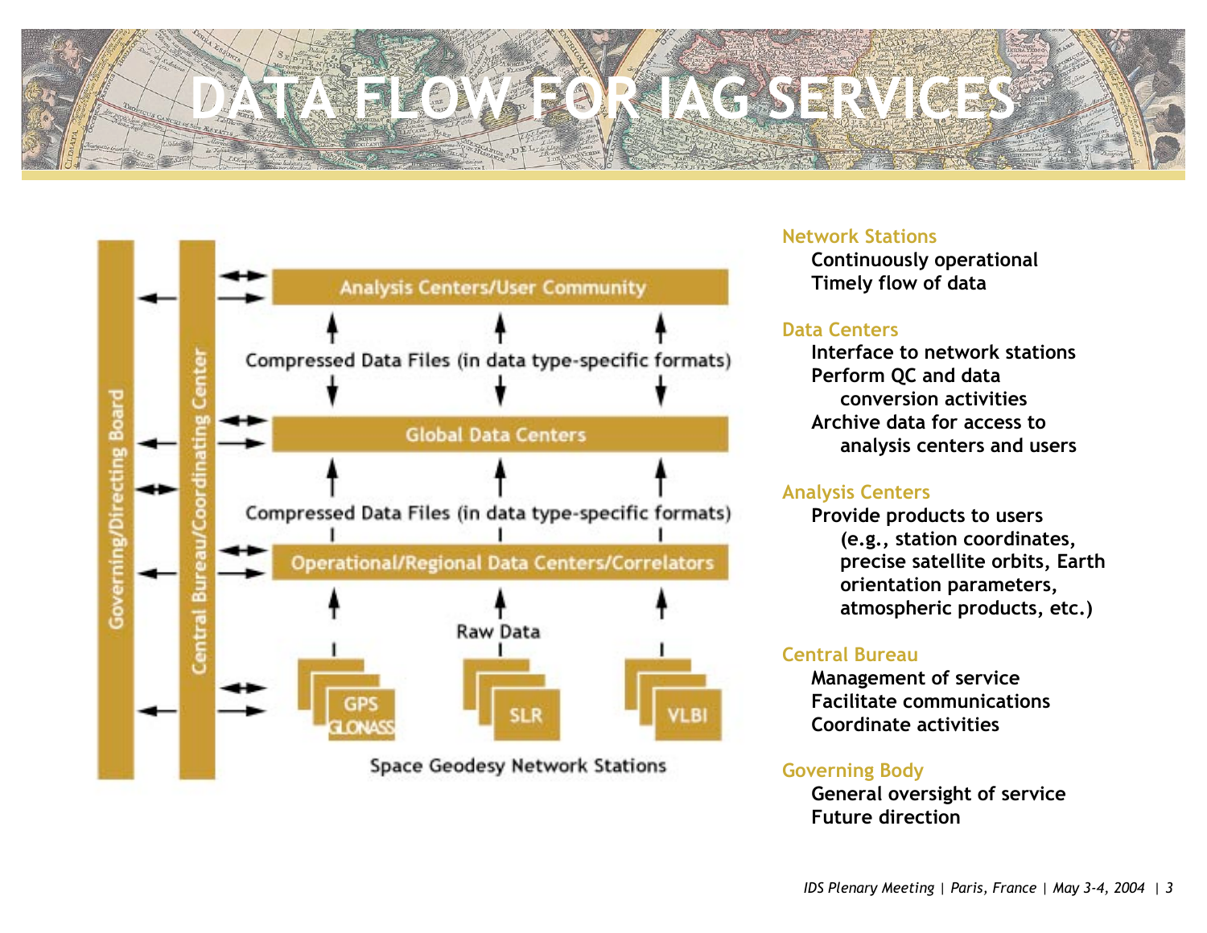# DATA FLOW FOR IAG SERVICES

Governing/Directing Board

Central Bureau/Coordinating Center

Analysis Centers/User Community

Compressed Data Files (in data type-specific formats)

Global Data Centers

Compressed Data Files (in data type-specific formats)

Operational/Regional Data Centers/Correlators

Raw Data

GPS GLONASS | SLR | VLBI

Space Geodesy Network Stations

**Network Stations**

- Continuously operational
- Timely flow of data

**Data Centers**

- Interface to network stations
- Perform QC and data conversion activities
- Archive data for access to analysis centers and users

**Analysis Centers**

- Provide products to users (e.g., station coordinates, precise satellite orbits, Earth orientation parameters, atmospheric products, etc.)

**Central Bureau**

- Management of service
- Facilitate communications
- Coordinate activities

**Governing Body**

- General oversight of service
- Future direction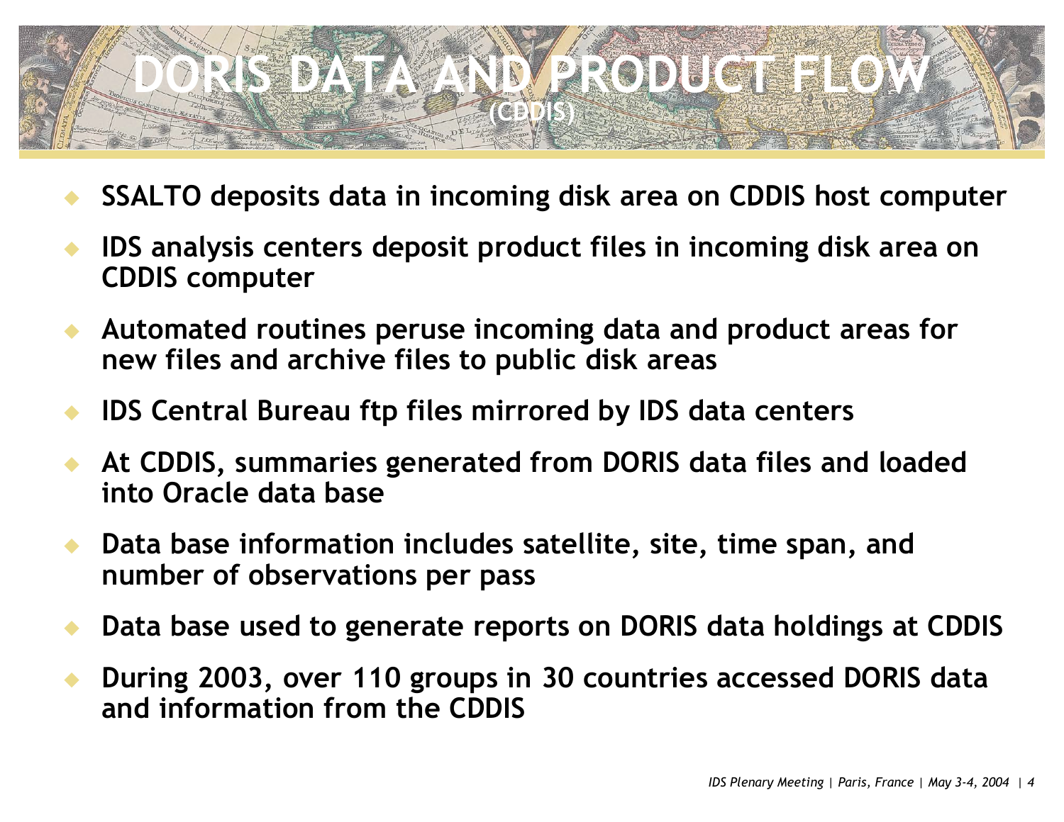# DORIS DATA AND PRODUCT FLOW

## (CDDIS)

- **SSALTO deposits data in incoming disk area on CDDIS host computer**
- **IDS analysis centers deposit product files in incoming disk area on CDDIS computer**
- **Automated routines peruse incoming data and product areas for new files and archive files to public disk areas**
- **IDS Central Bureau ftp files mirrored by IDS data centers**
- **At CDDIS, summaries generated from DORIS data files and loaded into Oracle data base**
- **Data base information includes satellite, site, time span, and number of observations per pass**
- **Data base used to generate reports on DORIS data holdings at CDDIS**
- **During 2003, over 110 groups in 30 countries accessed DORIS data and information from the CDDIS**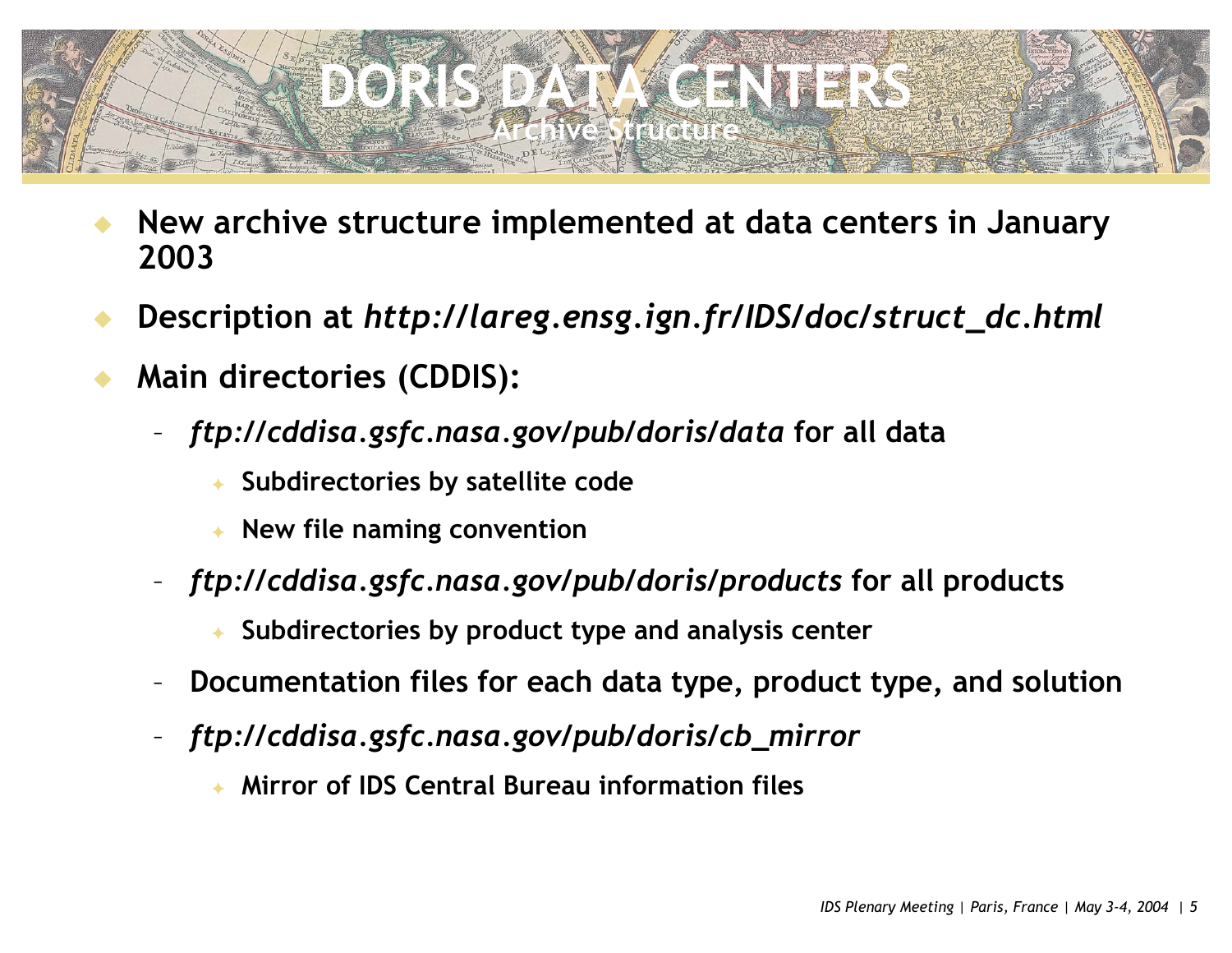# DORIS DATA CENTERS

## Archive Structure

- **New archive structure implemented at data centers in January 2003**
- **Description at *http://lareg.ensg.ign.fr/IDS/doc/struct_dc.html***
- **Main directories (CDDIS):**
  - ***ftp://cddisa.gsfc.nasa.gov/pub/doris/data* for all data**
    - **Subdirectories by satellite code**
    - **New file naming convention**
  - ***ftp://cddisa.gsfc.nasa.gov/pub/doris/products* for all products**
    - **Subdirectories by product type and analysis center**
  - **Documentation files for each data type, product type, and solution**
  - ***ftp://cddisa.gsfc.nasa.gov/pub/doris/cb_mirror***
    - **Mirror of IDS Central Bureau information files**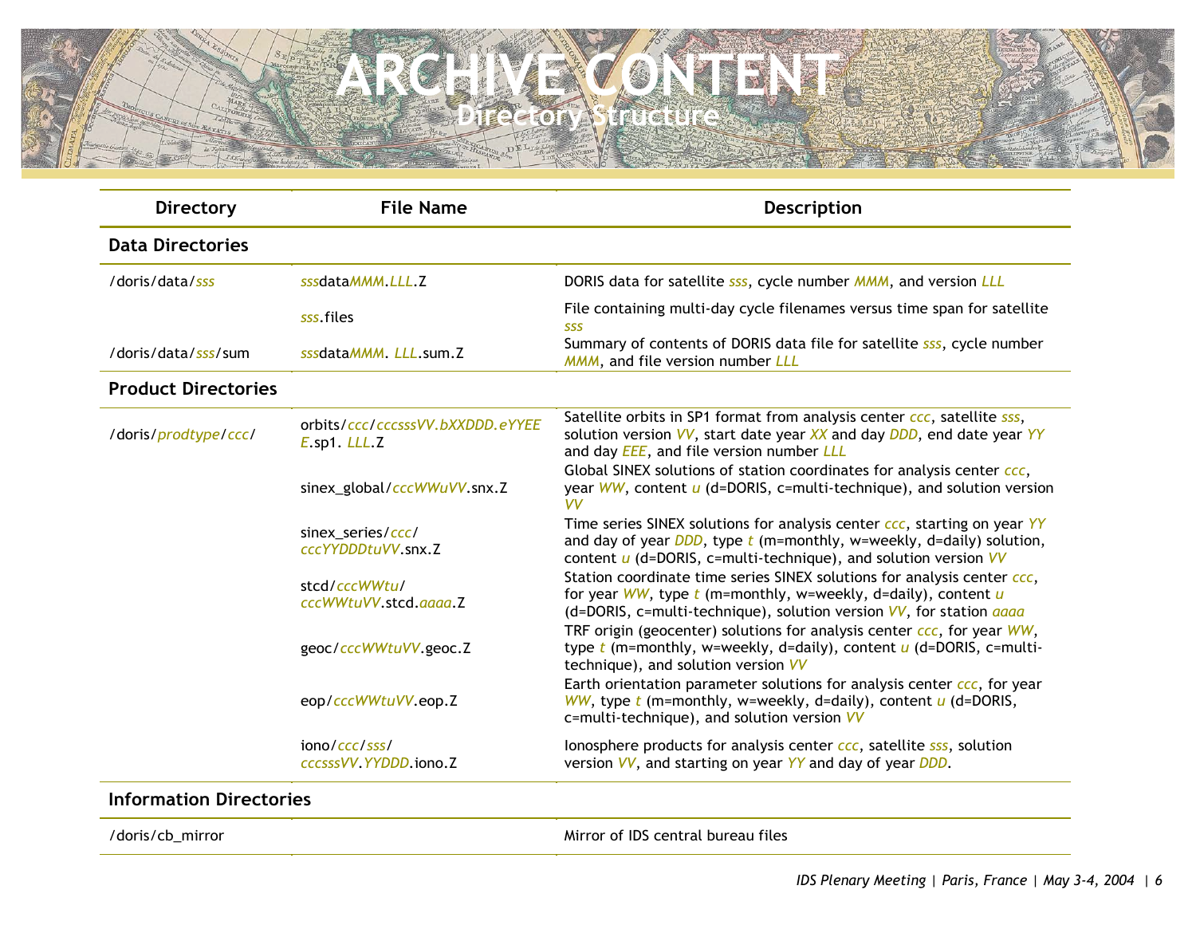# ARCHIVE CONTENT

## Directory Structure

| Directory | File Name | Description |
|---|---|---|
| **Data Directories** | | |
| /doris/data/*sss* | *sss*data*MMM*.*LLL*.Z | DORIS data for satellite *sss*, cycle number *MMM*, and version *LLL* |
| | *sss*.files | File containing multi-day cycle filenames versus time span for satellite *sss* |
| /doris/data/*sss*/sum | *sss*data*MMM*. *LLL*.sum.Z | Summary of contents of DORIS data file for satellite *sss*, cycle number *MMM*, and file version number *LLL* |
| **Product Directories** | | |
| /doris/*prodtype*/*ccc*/ | orbits/*ccc*/*cccsssVV.bXXDDD.eYYEEE*.sp1. *LLL*.Z | Satellite orbits in SP1 format from analysis center *ccc*, satellite *sss*, solution version *VV*, start date year *XX* and day *DDD*, end date year *YY* and day *EEE*, and file version number *LLL* |
| | sinex_global/*cccWWuVV*.snx.Z | Global SINEX solutions of station coordinates for analysis center *ccc*, year *WW*, content *u* (d=DORIS, c=multi-technique), and solution version *VV* |
| | sinex_series/*ccc*/*cccYYDDDtuVV*.snx.Z | Time series SINEX solutions for analysis center *ccc*, starting on year *YY* and day of year *DDD*, type *t* (m=monthly, w=weekly, d=daily) solution, content *u* (d=DORIS, c=multi-technique), and solution version *VV* |
| | stcd/*cccWWtu*/*cccWWtuVV*.stcd.*aaaa*.Z | Station coordinate time series SINEX solutions for analysis center *ccc*, for year *WW*, type *t* (m=monthly, w=weekly, d=daily), content *u* (d=DORIS, c=multi-technique), solution version *VV*, for station *aaaa* |
| | geoc/*cccWWtuVV*.geoc.Z | TRF origin (geocenter) solutions for analysis center *ccc*, for year *WW*, type *t* (m=monthly, w=weekly, d=daily), content *u* (d=DORIS, c=multi-technique), and solution version *VV* |
| | eop/*cccWWtuVV*.eop.Z | Earth orientation parameter solutions for analysis center *ccc*, for year *WW*, type *t* (m=monthly, w=weekly, d=daily), content *u* (d=DORIS, c=multi-technique), and solution version *VV* |
| | iono/*ccc*/*sss*/*cccsssVV*.*YYDDD*.iono.Z | Ionosphere products for analysis center *ccc*, satellite *sss*, solution version *VV*, and starting on year *YY* and day of year *DDD*. |
| **Information Directories** | | |
| /doris/cb_mirror | | Mirror of IDS central bureau files |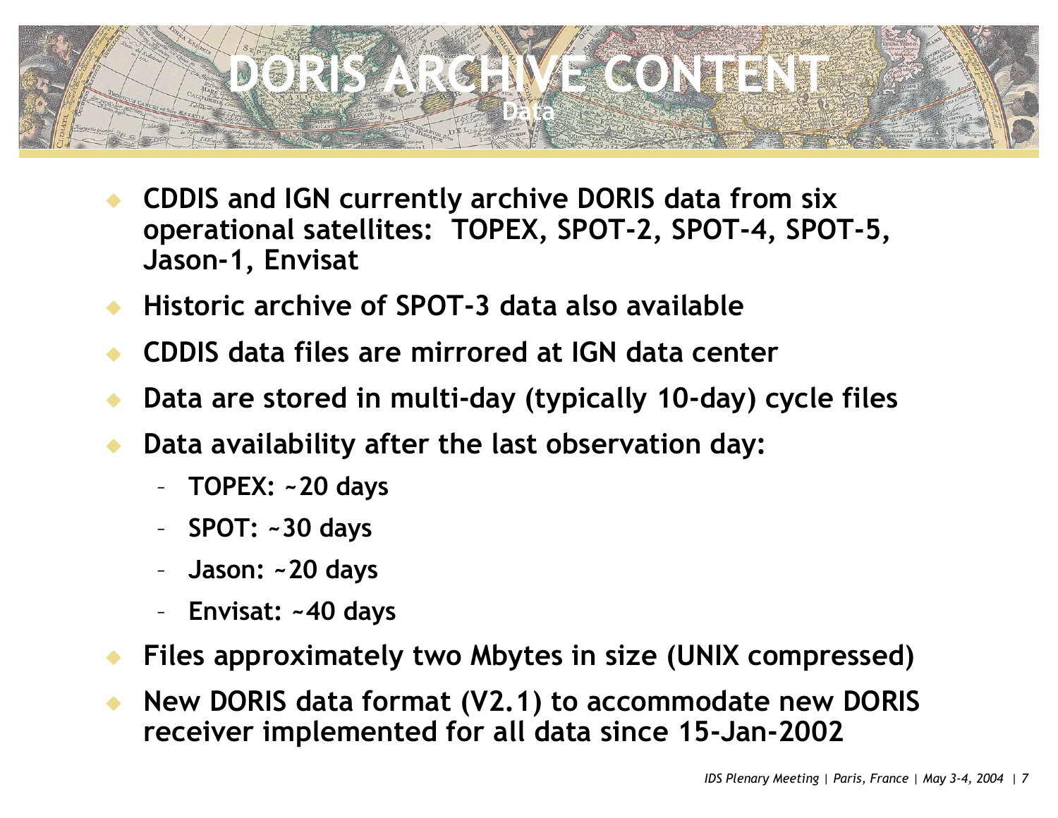# DORIS ARCHIVE CONTENT

## Data

- CDDIS and IGN currently archive DORIS data from six operational satellites: TOPEX, SPOT-2, SPOT-4, SPOT-5, Jason-1, Envisat
- Historic archive of SPOT-3 data also available
- CDDIS data files are mirrored at IGN data center
- Data are stored in multi-day (typically 10-day) cycle files
- Data availability after the last observation day:
  - TOPEX: ~20 days
  - SPOT: ~30 days
  - Jason: ~20 days
  - Envisat: ~40 days
- Files approximately two Mbytes in size (UNIX compressed)
- New DORIS data format (V2.1) to accommodate new DORIS receiver implemented for all data since 15-Jan-2002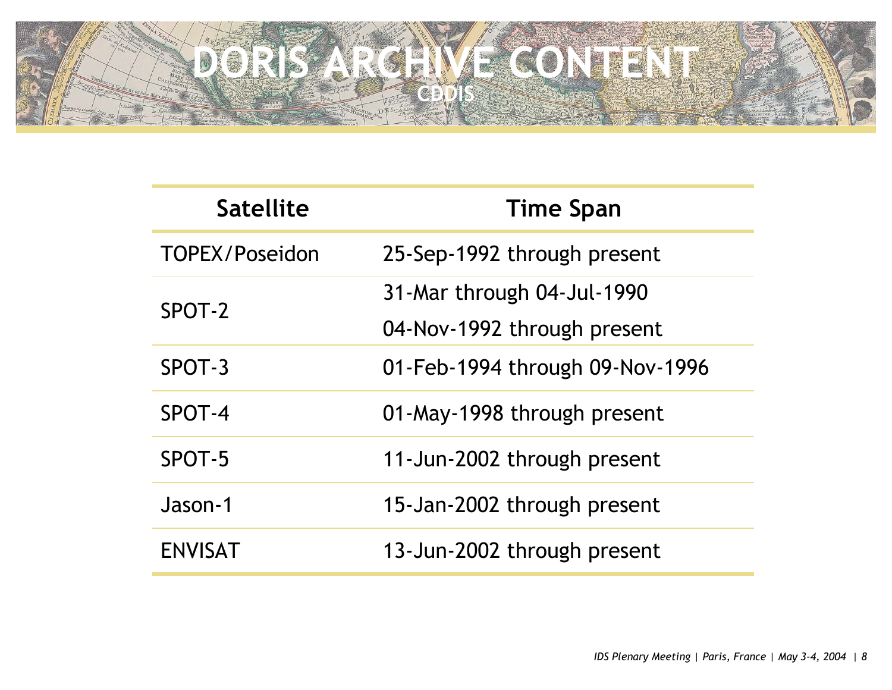# DORIS ARCHIVE CONTENT

## CDDIS

| Satellite | Time Span |
|---|---|
| TOPEX/Poseidon | 25-Sep-1992 through present |
| SPOT-2 | 31-Mar through 04-Jul-1990<br>04-Nov-1992 through present |
| SPOT-3 | 01-Feb-1994 through 09-Nov-1996 |
| SPOT-4 | 01-May-1998 through present |
| SPOT-5 | 11-Jun-2002 through present |
| Jason-1 | 15-Jan-2002 through present |
| ENVISAT | 13-Jun-2002 through present |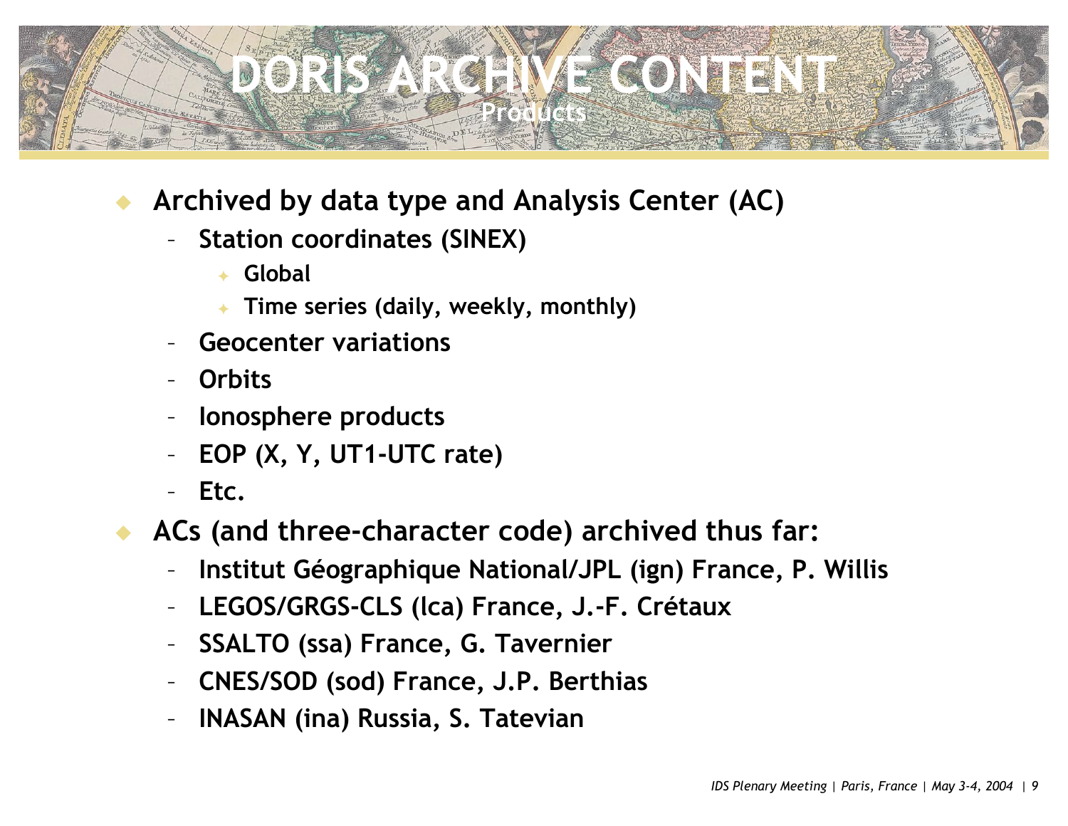# DORIS ARCHIVE CONTENT

## Products

- Archived by data type and Analysis Center (AC)
  - Station coordinates (SINEX)
    - Global
    - Time series (daily, weekly, monthly)
  - Geocenter variations
  - Orbits
  - Ionosphere products
  - EOP (X, Y, UT1-UTC rate)
  - Etc.
- ACs (and three-character code) archived thus far:
  - Institut Géographique National/JPL (ign) France, P. Willis
  - LEGOS/GRGS-CLS (lca) France, J.-F. Crétaux
  - SSALTO (ssa) France, G. Tavernier
  - CNES/SOD (sod) France, J.P. Berthias
  - INASAN (ina) Russia, S. Tatevian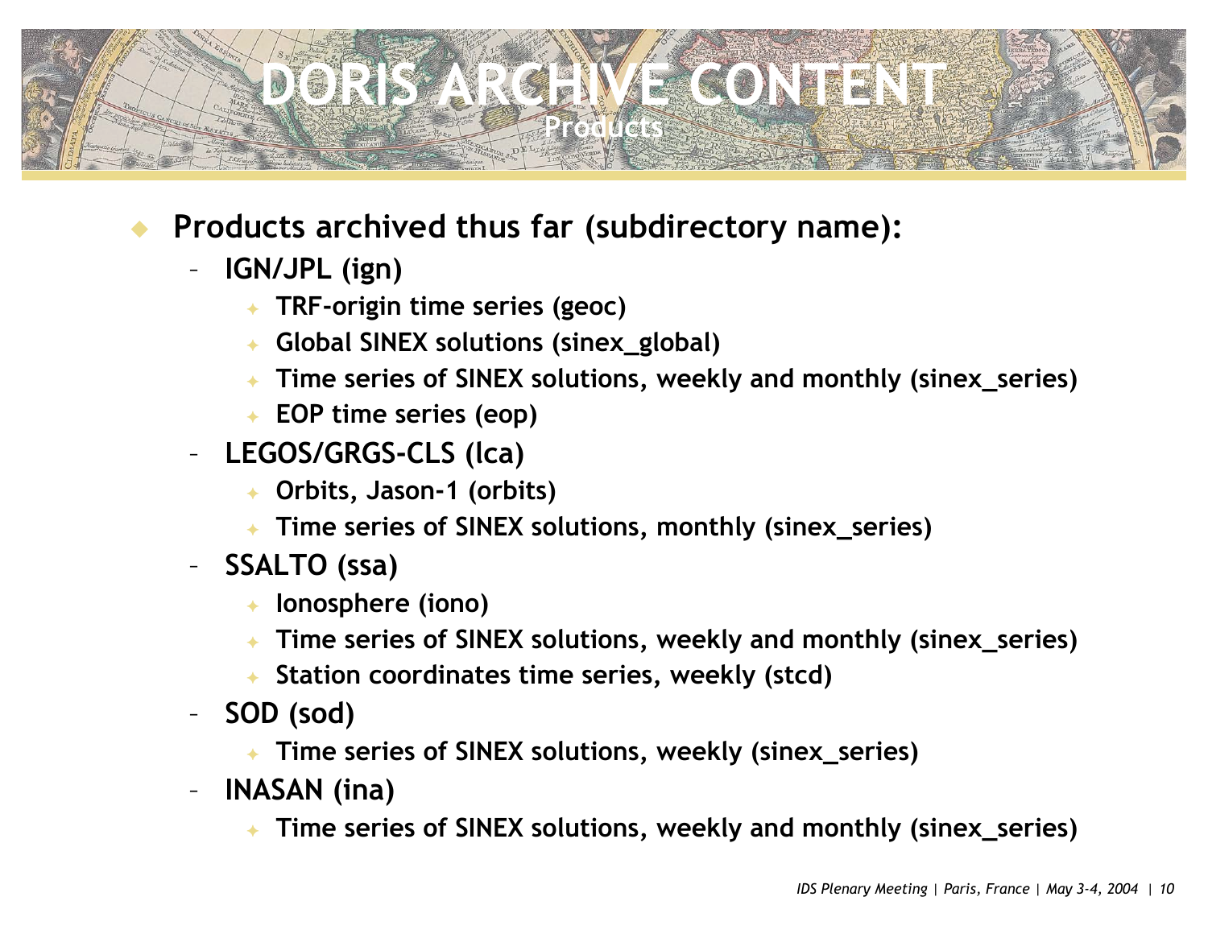# DORIS ARCHIVE CONTENT

## Products

- **Products archived thus far (subdirectory name):**
  - **IGN/JPL (ign)**
    - **TRF-origin time series (geoc)**
    - **Global SINEX solutions (sinex_global)**
    - **Time series of SINEX solutions, weekly and monthly (sinex_series)**
    - **EOP time series (eop)**
  - **LEGOS/GRGS-CLS (lca)**
    - **Orbits, Jason-1 (orbits)**
    - **Time series of SINEX solutions, monthly (sinex_series)**
  - **SSALTO (ssa)**
    - **Ionosphere (iono)**
    - **Time series of SINEX solutions, weekly and monthly (sinex_series)**
    - **Station coordinates time series, weekly (stcd)**
  - **SOD (sod)**
    - **Time series of SINEX solutions, weekly (sinex_series)**
  - **INASAN (ina)**
    - **Time series of SINEX solutions, weekly and monthly (sinex_series)**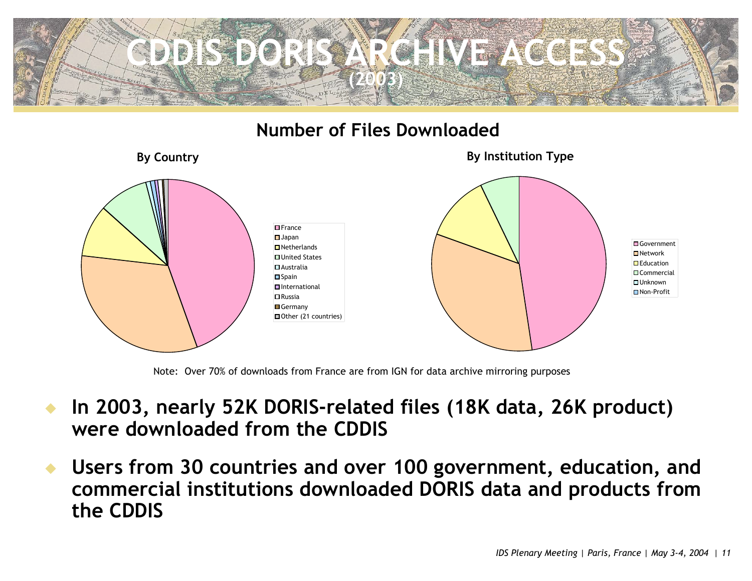# CDDIS DORIS ARCHIVE ACCESS

(2003)

## Number of Files Downloaded

**By Country**

- France
- Japan
- Netherlands
- United States
- Australia
- Spain
- International
- Russia
- Germany
- Other (21 countries)

**By Institution Type**

- Government
- Network
- Education
- Commercial
- Unknown
- Non-Profit

Note: Over 70% of downloads from France are from IGN for data archive mirroring purposes

- **In 2003, nearly 52K DORIS-related files (18K data, 26K product) were downloaded from the CDDIS**
- **Users from 30 countries and over 100 government, education, and commercial institutions downloaded DORIS data and products from the CDDIS**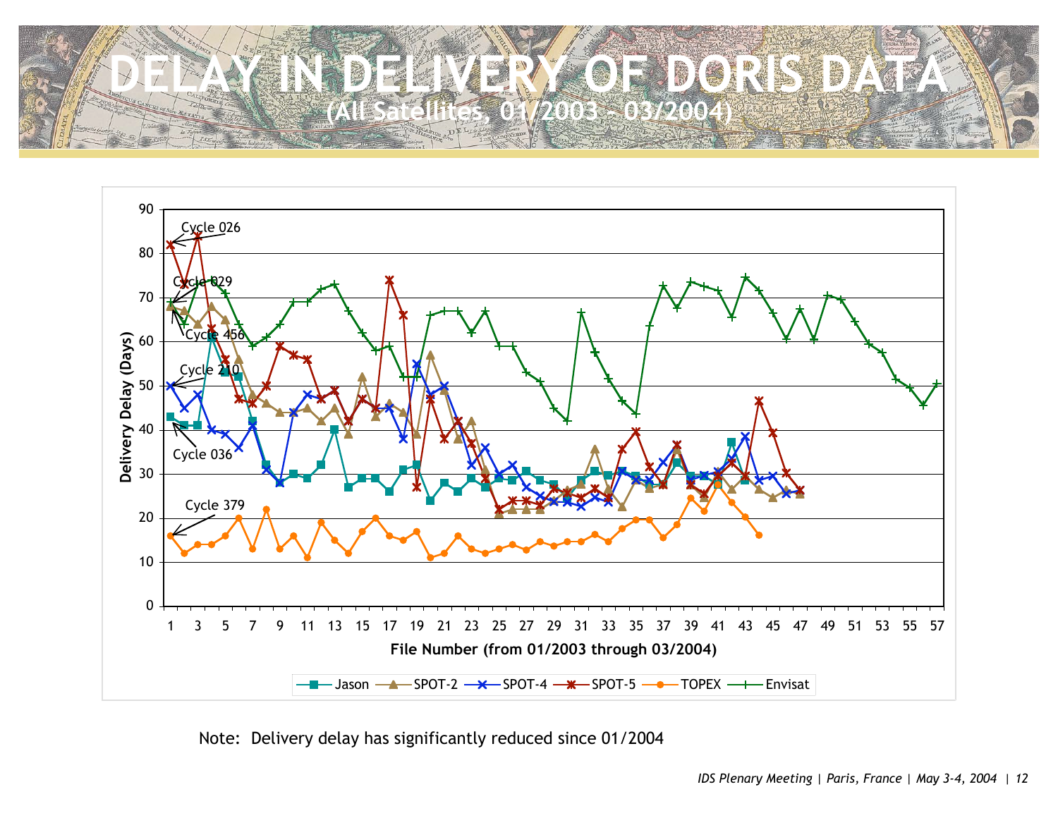# DELAY IN DELIVERY OF DORIS DATA

## (All Satellites, 01/2003 – 03/2004)

Note: Delivery delay has significantly reduced since 01/2004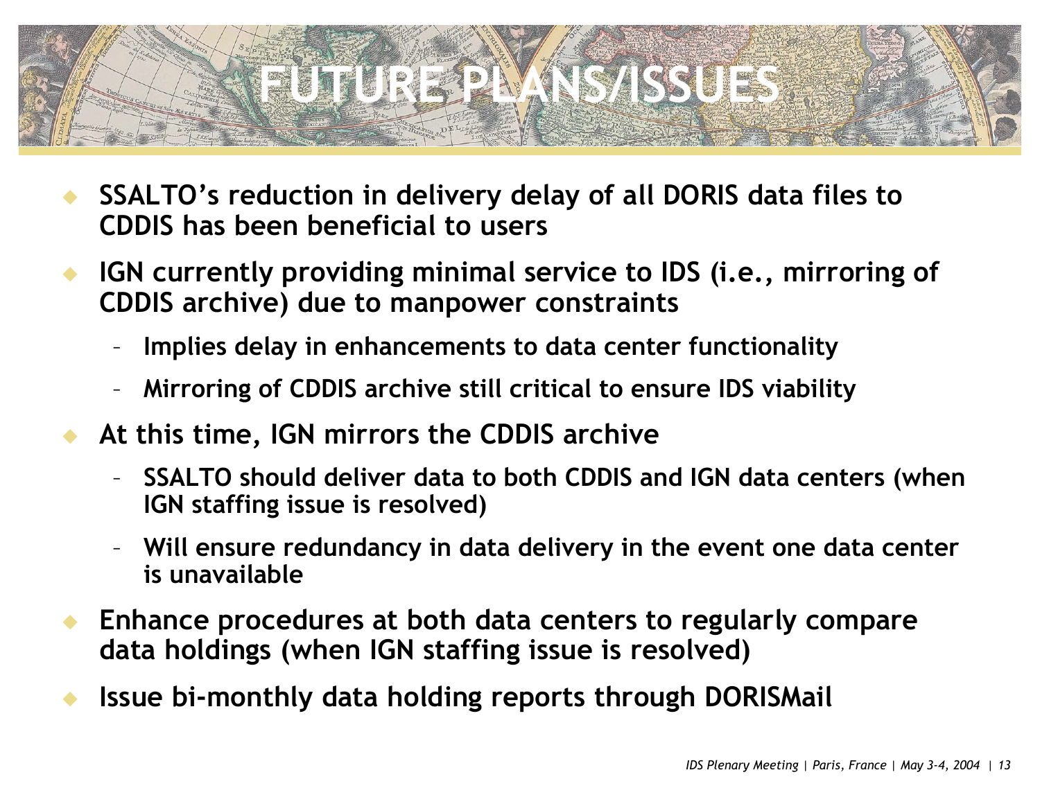# FUTURE PLANS/ISSUES

- **SSALTO's reduction in delivery delay of all DORIS data files to CDDIS has been beneficial to users**
- **IGN currently providing minimal service to IDS (i.e., mirroring of CDDIS archive) due to manpower constraints**
  - **Implies delay in enhancements to data center functionality**
  - **Mirroring of CDDIS archive still critical to ensure IDS viability**
- **At this time, IGN mirrors the CDDIS archive**
  - **SSALTO should deliver data to both CDDIS and IGN data centers (when IGN staffing issue is resolved)**
  - **Will ensure redundancy in data delivery in the event one data center is unavailable**
- **Enhance procedures at both data centers to regularly compare data holdings (when IGN staffing issue is resolved)**
- **Issue bi-monthly data holding reports through DORISMail**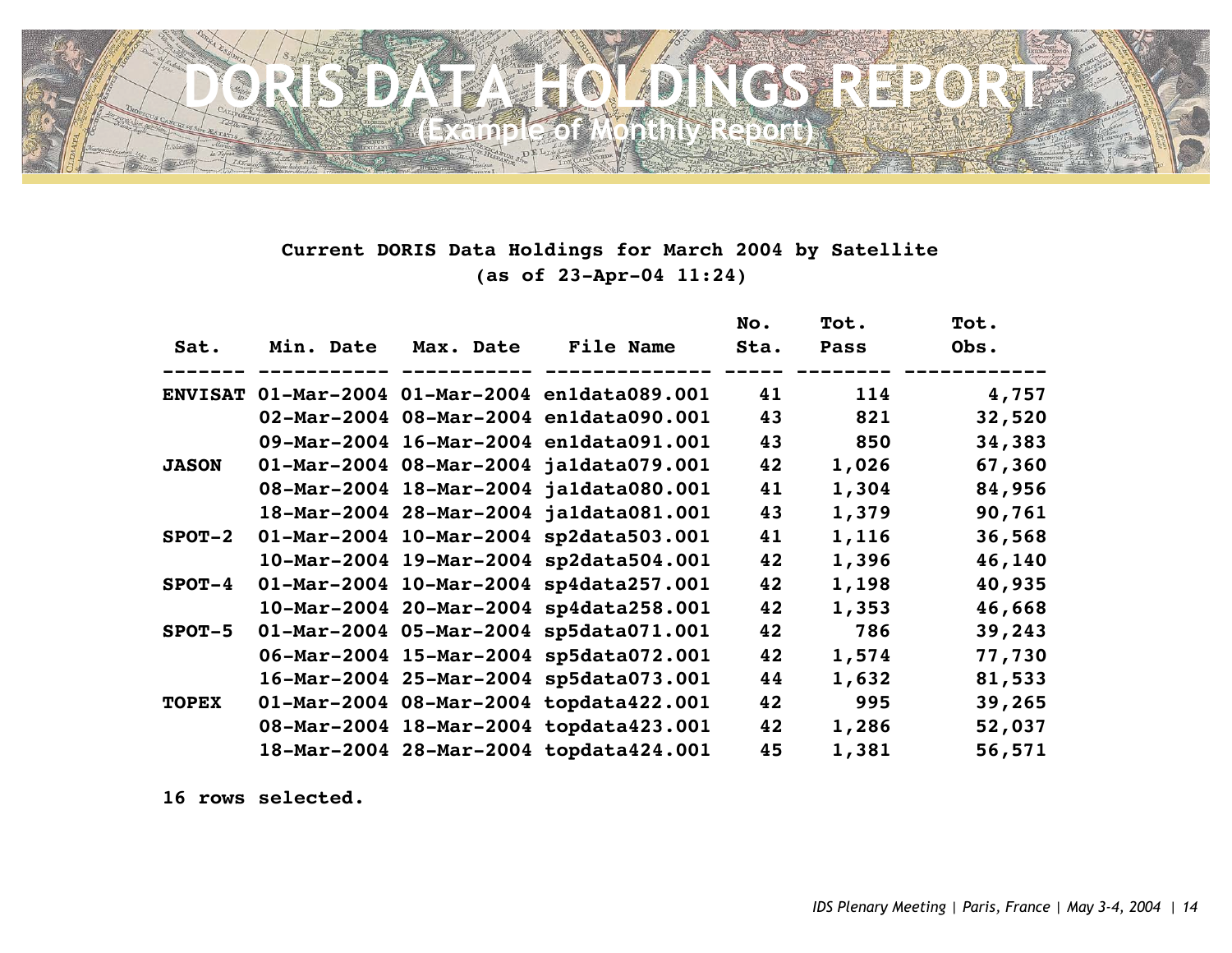# DORIS DATA HOLDINGS REPORT

## (Example of Monthly Report)

**Current DORIS Data Holdings for March 2004 by Satellite**
**(as of 23-Apr-04 11:24)**

| Sat. | Min. Date | Max. Date | File Name | No. Sta. | Tot. Pass | Tot. Obs. |
|---|---|---|---|---|---|---|
| ENVISAT | 01-Mar-2004 | 01-Mar-2004 | en1data089.001 | 41 | 114 | 4,757 |
| | 02-Mar-2004 | 08-Mar-2004 | en1data090.001 | 43 | 821 | 32,520 |
| | 09-Mar-2004 | 16-Mar-2004 | en1data091.001 | 43 | 850 | 34,383 |
| JASON | 01-Mar-2004 | 08-Mar-2004 | ja1data079.001 | 42 | 1,026 | 67,360 |
| | 08-Mar-2004 | 18-Mar-2004 | ja1data080.001 | 41 | 1,304 | 84,956 |
| | 18-Mar-2004 | 28-Mar-2004 | ja1data081.001 | 43 | 1,379 | 90,761 |
| SPOT-2 | 01-Mar-2004 | 10-Mar-2004 | sp2data503.001 | 41 | 1,116 | 36,568 |
| | 10-Mar-2004 | 19-Mar-2004 | sp2data504.001 | 42 | 1,396 | 46,140 |
| SPOT-4 | 01-Mar-2004 | 10-Mar-2004 | sp4data257.001 | 42 | 1,198 | 40,935 |
| | 10-Mar-2004 | 20-Mar-2004 | sp4data258.001 | 42 | 1,353 | 46,668 |
| SPOT-5 | 01-Mar-2004 | 05-Mar-2004 | sp5data071.001 | 42 | 786 | 39,243 |
| | 06-Mar-2004 | 15-Mar-2004 | sp5data072.001 | 42 | 1,574 | 77,730 |
| | 16-Mar-2004 | 25-Mar-2004 | sp5data073.001 | 44 | 1,632 | 81,533 |
| TOPEX | 01-Mar-2004 | 08-Mar-2004 | topdata422.001 | 42 | 995 | 39,265 |
| | 08-Mar-2004 | 18-Mar-2004 | topdata423.001 | 42 | 1,286 | 52,037 |
| | 18-Mar-2004 | 28-Mar-2004 | topdata424.001 | 45 | 1,381 | 56,571 |

16 rows selected.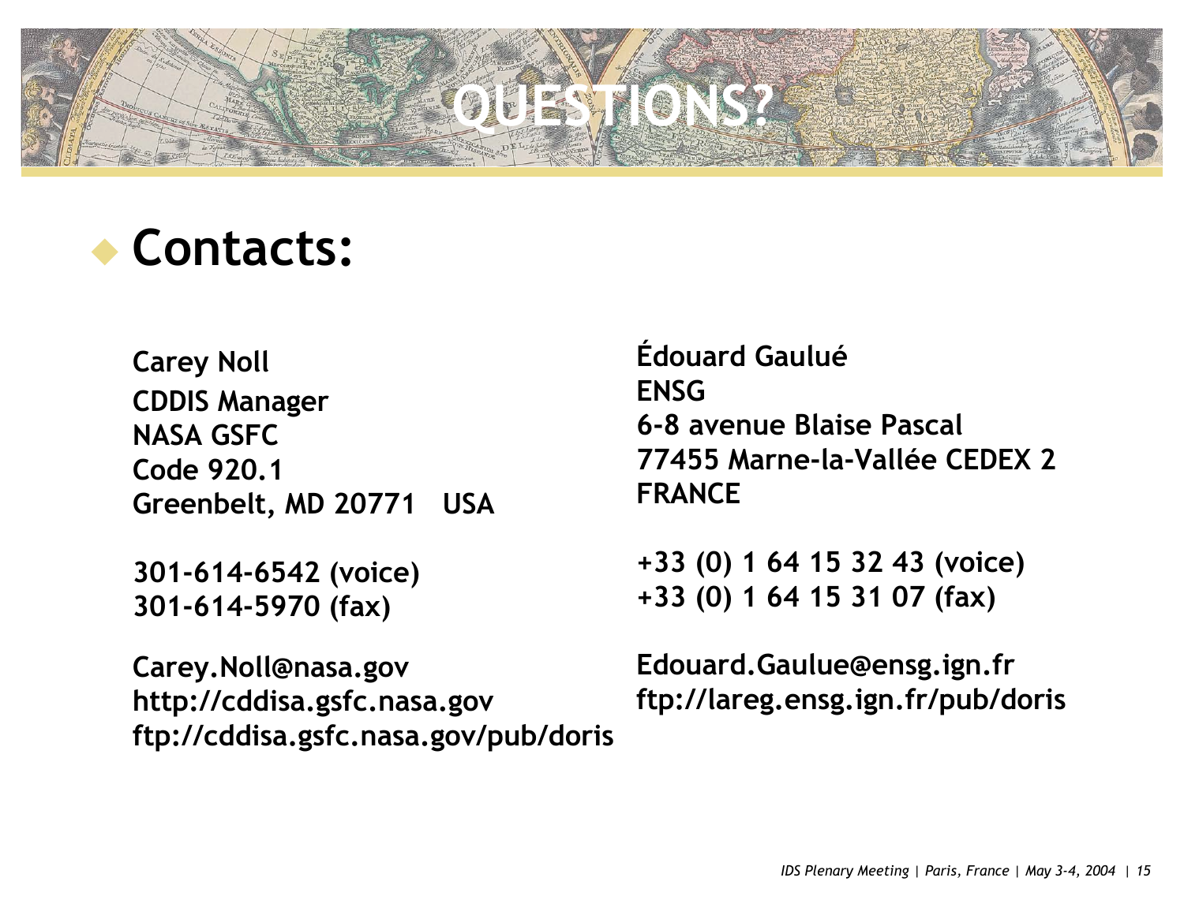# QUESTIONS?

- **Contacts:**

**Carey Noll**
**CDDIS Manager**
**NASA GSFC**
**Code 920.1**
**Greenbelt, MD 20771 USA**

**301-614-6542 (voice)**
**301-614-5970 (fax)**

**Carey.Noll@nasa.gov**
**http://cddisa.gsfc.nasa.gov**
**ftp://cddisa.gsfc.nasa.gov/pub/doris**

**Édouard Gaulué**
**ENSG**
**6-8 avenue Blaise Pascal**
**77455 Marne-la-Vallée CEDEX 2**
**FRANCE**

**+33 (0) 1 64 15 32 43 (voice)**
**+33 (0) 1 64 15 31 07 (fax)**

**Edouard.Gaulue@ensg.ign.fr**
**ftp://lareg.ensg.ign.fr/pub/doris**